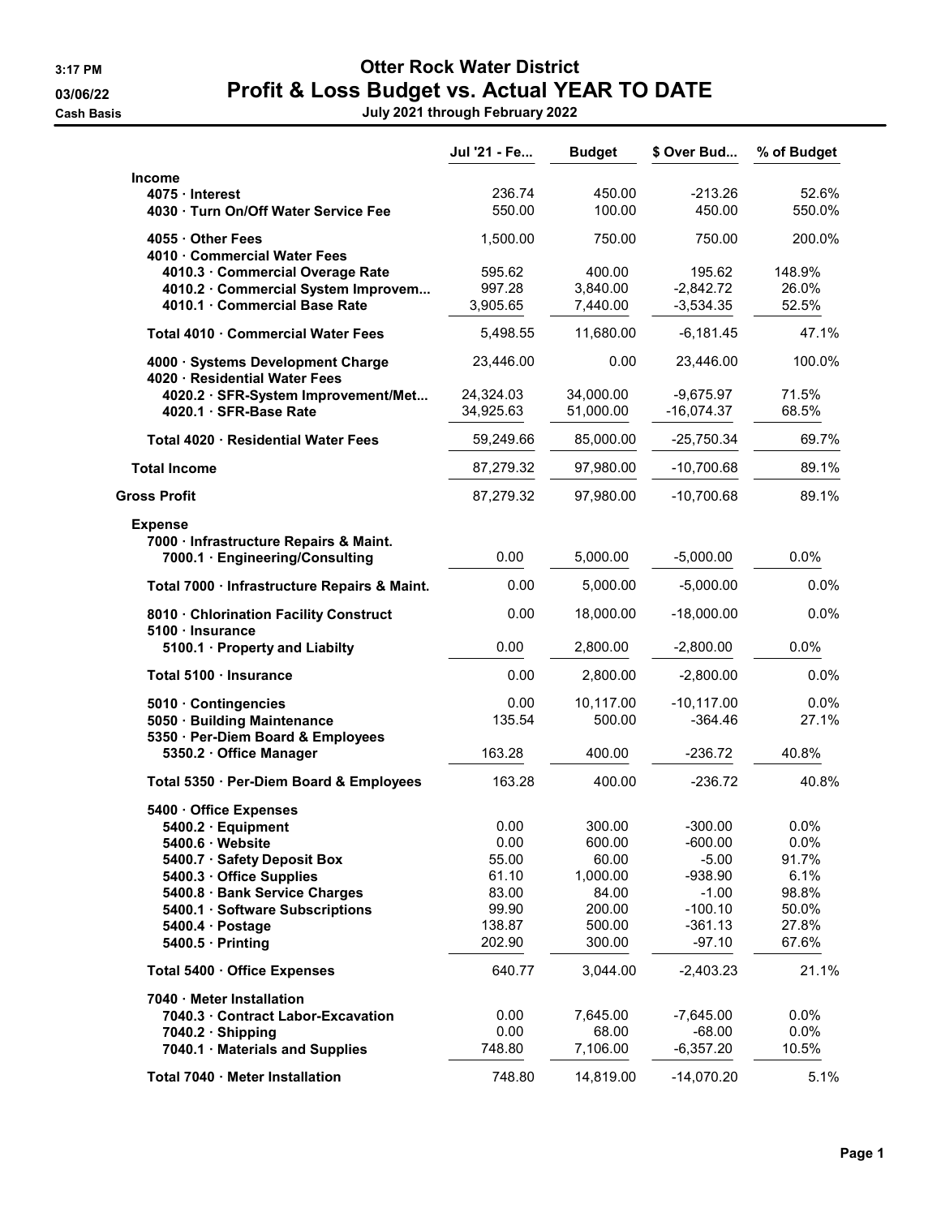3:17 PM

03/06/22

Cash Basis

# Otter Rock Water District

## Profit & Loss Budget vs. Actual YEAR TO DATE

July 2021 through February 2022

| | Jul '21 - Fe... | Budget | $ Over Bud... | % of Budget |
|---|---|---|---|---|
| **Income** | | | | |
| **4075 · Interest** | 236.74 | 450.00 | -213.26 | 52.6% |
| **4030 · Turn On/Off Water Service Fee** | 550.00 | 100.00 | 450.00 | 550.0% |
| **4055 · Other Fees** | 1,500.00 | 750.00 | 750.00 | 200.0% |
| **4010 · Commercial Water Fees** | | | | |
| **4010.3 · Commercial Overage Rate** | 595.62 | 400.00 | 195.62 | 148.9% |
| **4010.2 · Commercial System Improvem...** | 997.28 | 3,840.00 | -2,842.72 | 26.0% |
| **4010.1 · Commercial Base Rate** | 3,905.65 | 7,440.00 | -3,534.35 | 52.5% |
| **Total 4010 · Commercial Water Fees** | 5,498.55 | 11,680.00 | -6,181.45 | 47.1% |
| **4000 · Systems Development Charge** | 23,446.00 | 0.00 | 23,446.00 | 100.0% |
| **4020 · Residential Water Fees** | | | | |
| **4020.2 · SFR-System Improvement/Met...** | 24,324.03 | 34,000.00 | -9,675.97 | 71.5% |
| **4020.1 · SFR-Base Rate** | 34,925.63 | 51,000.00 | -16,074.37 | 68.5% |
| **Total 4020 · Residential Water Fees** | 59,249.66 | 85,000.00 | -25,750.34 | 69.7% |
| **Total Income** | 87,279.32 | 97,980.00 | -10,700.68 | 89.1% |
| **Gross Profit** | 87,279.32 | 97,980.00 | -10,700.68 | 89.1% |
| **Expense** | | | | |
| **7000 · Infrastructure Repairs & Maint.** | | | | |
| **7000.1 · Engineering/Consulting** | 0.00 | 5,000.00 | -5,000.00 | 0.0% |
| **Total 7000 · Infrastructure Repairs & Maint.** | 0.00 | 5,000.00 | -5,000.00 | 0.0% |
| **8010 · Chlorination Facility Construct** | 0.00 | 18,000.00 | -18,000.00 | 0.0% |
| **5100 · Insurance** | | | | |
| **5100.1 · Property and Liabilty** | 0.00 | 2,800.00 | -2,800.00 | 0.0% |
| **Total 5100 · Insurance** | 0.00 | 2,800.00 | -2,800.00 | 0.0% |
| **5010 · Contingencies** | 0.00 | 10,117.00 | -10,117.00 | 0.0% |
| **5050 · Building Maintenance** | 135.54 | 500.00 | -364.46 | 27.1% |
| **5350 · Per-Diem Board & Employees** | | | | |
| **5350.2 · Office Manager** | 163.28 | 400.00 | -236.72 | 40.8% |
| **Total 5350 · Per-Diem Board & Employees** | 163.28 | 400.00 | -236.72 | 40.8% |
| **5400 · Office Expenses** | | | | |
| **5400.2 · Equipment** | 0.00 | 300.00 | -300.00 | 0.0% |
| **5400.6 · Website** | 0.00 | 600.00 | -600.00 | 0.0% |
| **5400.7 · Safety Deposit Box** | 55.00 | 60.00 | -5.00 | 91.7% |
| **5400.3 · Office Supplies** | 61.10 | 1,000.00 | -938.90 | 6.1% |
| **5400.8 · Bank Service Charges** | 83.00 | 84.00 | -1.00 | 98.8% |
| **5400.1 · Software Subscriptions** | 99.90 | 200.00 | -100.10 | 50.0% |
| **5400.4 · Postage** | 138.87 | 500.00 | -361.13 | 27.8% |
| **5400.5 · Printing** | 202.90 | 300.00 | -97.10 | 67.6% |
| **Total 5400 · Office Expenses** | 640.77 | 3,044.00 | -2,403.23 | 21.1% |
| **7040 · Meter Installation** | | | | |
| **7040.3 · Contract Labor-Excavation** | 0.00 | 7,645.00 | -7,645.00 | 0.0% |
| **7040.2 · Shipping** | 0.00 | 68.00 | -68.00 | 0.0% |
| **7040.1 · Materials and Supplies** | 748.80 | 7,106.00 | -6,357.20 | 10.5% |
| **Total 7040 · Meter Installation** | 748.80 | 14,819.00 | -14,070.20 | 5.1% |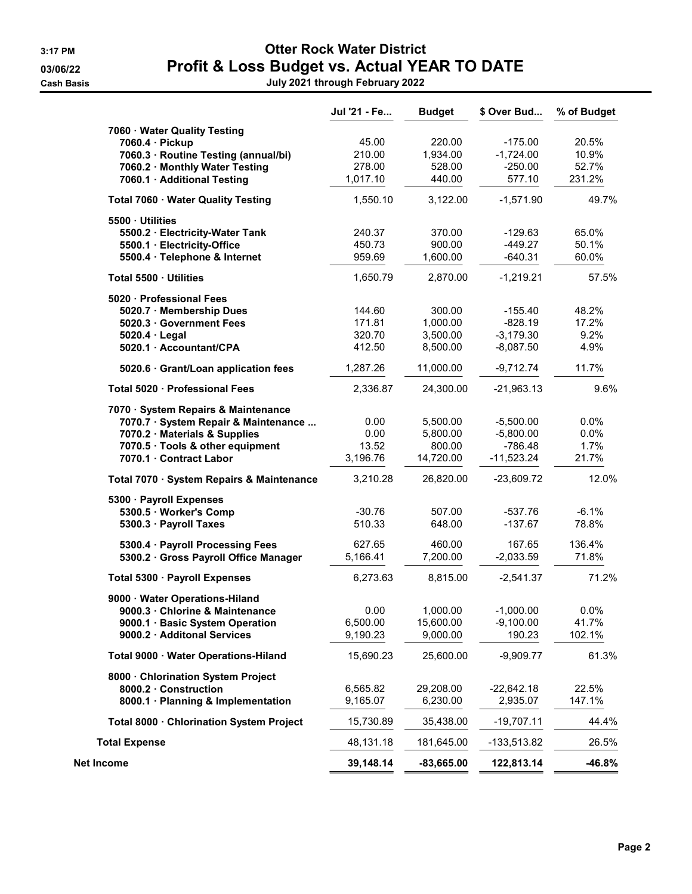# Otter Rock Water District

## Profit & Loss Budget vs. Actual YEAR TO DATE

**July 2021 through February 2022**

3:17 PM
03/06/22
Cash Basis

| | Jul '21 - Fe... | Budget | $ Over Bud... | % of Budget |
|---|---|---|---|---|
| **7060 · Water Quality Testing** | | | | |
| **7060.4 · Pickup** | 45.00 | 220.00 | -175.00 | 20.5% |
| **7060.3 · Routine Testing (annual/bi)** | 210.00 | 1,934.00 | -1,724.00 | 10.9% |
| **7060.2 · Monthly Water Testing** | 278.00 | 528.00 | -250.00 | 52.7% |
| **7060.1 · Additional Testing** | 1,017.10 | 440.00 | 577.10 | 231.2% |
| **Total 7060 · Water Quality Testing** | 1,550.10 | 3,122.00 | -1,571.90 | 49.7% |
| **5500 · Utilities** | | | | |
| **5500.2 · Electricity-Water Tank** | 240.37 | 370.00 | -129.63 | 65.0% |
| **5500.1 · Electricity-Office** | 450.73 | 900.00 | -449.27 | 50.1% |
| **5500.4 · Telephone & Internet** | 959.69 | 1,600.00 | -640.31 | 60.0% |
| **Total 5500 · Utilities** | 1,650.79 | 2,870.00 | -1,219.21 | 57.5% |
| **5020 · Professional Fees** | | | | |
| **5020.7 · Membership Dues** | 144.60 | 300.00 | -155.40 | 48.2% |
| **5020.3 · Government Fees** | 171.81 | 1,000.00 | -828.19 | 17.2% |
| **5020.4 · Legal** | 320.70 | 3,500.00 | -3,179.30 | 9.2% |
| **5020.1 · Accountant/CPA** | 412.50 | 8,500.00 | -8,087.50 | 4.9% |
| **5020.6 · Grant/Loan application fees** | 1,287.26 | 11,000.00 | -9,712.74 | 11.7% |
| **Total 5020 · Professional Fees** | 2,336.87 | 24,300.00 | -21,963.13 | 9.6% |
| **7070 · System Repairs & Maintenance** | | | | |
| **7070.7 · System Repair & Maintenance ...** | 0.00 | 5,500.00 | -5,500.00 | 0.0% |
| **7070.2 · Materials & Supplies** | 0.00 | 5,800.00 | -5,800.00 | 0.0% |
| **7070.5 · Tools & other equipment** | 13.52 | 800.00 | -786.48 | 1.7% |
| **7070.1 · Contract Labor** | 3,196.76 | 14,720.00 | -11,523.24 | 21.7% |
| **Total 7070 · System Repairs & Maintenance** | 3,210.28 | 26,820.00 | -23,609.72 | 12.0% |
| **5300 · Payroll Expenses** | | | | |
| **5300.5 · Worker's Comp** | -30.76 | 507.00 | -537.76 | -6.1% |
| **5300.3 · Payroll Taxes** | 510.33 | 648.00 | -137.67 | 78.8% |
| **5300.4 · Payroll Processing Fees** | 627.65 | 460.00 | 167.65 | 136.4% |
| **5300.2 · Gross Payroll Office Manager** | 5,166.41 | 7,200.00 | -2,033.59 | 71.8% |
| **Total 5300 · Payroll Expenses** | 6,273.63 | 8,815.00 | -2,541.37 | 71.2% |
| **9000 · Water Operations-Hiland** | | | | |
| **9000.3 · Chlorine & Maintenance** | 0.00 | 1,000.00 | -1,000.00 | 0.0% |
| **9000.1 · Basic System Operation** | 6,500.00 | 15,600.00 | -9,100.00 | 41.7% |
| **9000.2 · Additonal Services** | 9,190.23 | 9,000.00 | 190.23 | 102.1% |
| **Total 9000 · Water Operations-Hiland** | 15,690.23 | 25,600.00 | -9,909.77 | 61.3% |
| **8000 · Chlorination System Project** | | | | |
| **8000.2 · Construction** | 6,565.82 | 29,208.00 | -22,642.18 | 22.5% |
| **8000.1 · Planning & Implementation** | 9,165.07 | 6,230.00 | 2,935.07 | 147.1% |
| **Total 8000 · Chlorination System Project** | 15,730.89 | 35,438.00 | -19,707.11 | 44.4% |
| **Total Expense** | 48,131.18 | 181,645.00 | -133,513.82 | 26.5% |
| **Net Income** | **39,148.14** | **-83,665.00** | **122,813.14** | **-46.8%** |